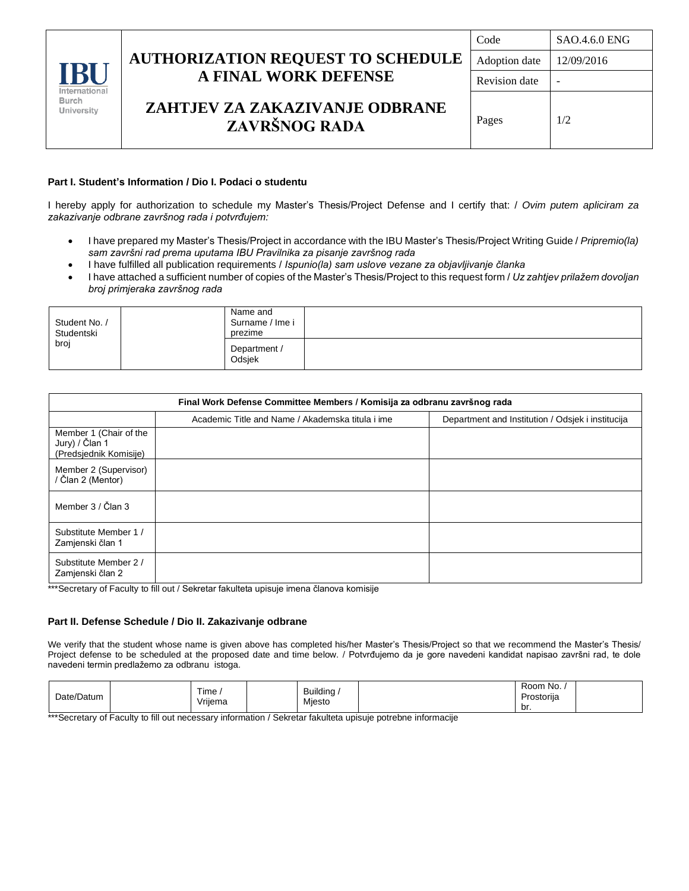| IBU International Burch University | AUTHORIZATION REQUEST TO SCHEDULE A FINAL WORK DEFENSE<br><br>ZAHTJEV ZA ZAKAZIVANJE ODBRANE ZAVRŠNOG RADA | Code | SAO.4.6.0 ENG |
|---|---|---|---|
| | | Adoption date | 12/09/2016 |
| | | Revision date | - |
| | | Pages | 1/2 |

**Part I. Student's Information / Dio I. Podaci o studentu**

I hereby apply for authorization to schedule my Master's Thesis/Project Defense and I certify that: / *Ovim putem apliciram za zakazivanje odbrane završnog rada i potvrđujem:*

- I have prepared my Master's Thesis/Project in accordance with the IBU Master's Thesis/Project Writing Guide / *Pripremio(la) sam završni rad prema uputama IBU Pravilnika za pisanje završnog rada*
- I have fulfilled all publication requirements / *Ispunio(la) sam uslove vezane za objavljivanje članka*
- I have attached a sufficient number of copies of the Master's Thesis/Project to this request form / *Uz zahtjev prilažem dovoljan broj primjeraka završnog rada*

| Student No. / Studentski broj | | Name and Surname / Ime i prezime | |
|---|---|---|---|
| | | Department / Odsjek | |

| Final Work Defense Committee Members / Komisija za odbranu završnog rada | | |
|---|---|---|
| | Academic Title and Name / Akademska titula i ime | Department and Institution / Odsjek i institucija |
| Member 1 (Chair of the Jury) / Član 1 (Predsjednik Komisije) | | |
| Member 2 (Supervisor) / Član 2 (Mentor) | | |
| Member 3 / Član 3 | | |
| Substitute Member 1 / Zamjenski član 1 | | |
| Substitute Member 2 / Zamjenski član 2 | | |

***Secretary of Faculty to fill out / Sekretar fakulteta upisuje imena članova komisije

**Part II. Defense Schedule / Dio II. Zakazivanje odbrane**

We verify that the student whose name is given above has completed his/her Master's Thesis/Project so that we recommend the Master's Thesis/ Project defense to be scheduled at the proposed date and time below. / Potvrđujemo da je gore navedeni kandidat napisao završni rad, te dole navedeni termin predlažemo za odbranu istoga.

| Date/Datum | | Time / Vrijema | | Building / Mjesto | | Room No. / Prostorija br. | |
|---|---|---|---|---|---|---|---|

***Secretary of Faculty to fill out necessary information / Sekretar fakulteta upisuje potrebne informacije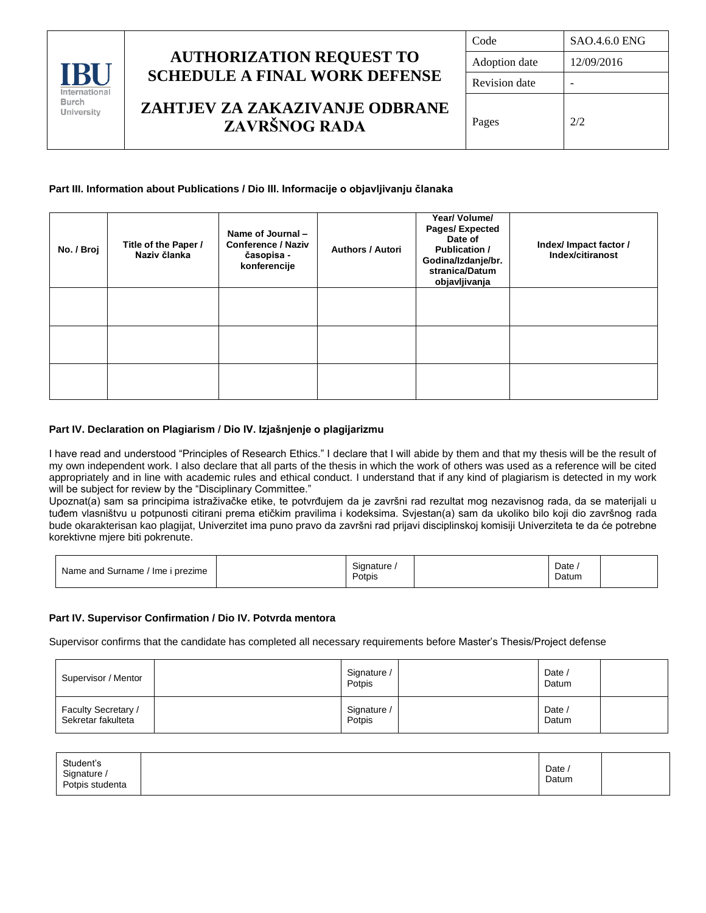| IBU International Burch University | AUTHORIZATION REQUEST TO SCHEDULE A FINAL WORK DEFENSE<br>ZAHTJEV ZA ZAKAZIVANJE ODBRANE ZAVRŠNOG RADA | Code | SAO.4.6.0 ENG |
|---|---|---|---|
| | | Adoption date | 12/09/2016 |
| | | Revision date | - |
| | | Pages | 2/2 |

**Part III. Information about Publications / Dio III. Informacije o objavljivanju članaka**

| No. / Broj | Title of the Paper / Naziv članka | Name of Journal – Conference / Naziv časopisa - konferencije | Authors / Autori | Year/ Volume/ Pages/ Expected Date of Publication / Godina/Izdanje/br. stranica/Datum objavljivanja | Index/ Impact factor / Index/citiranost |
|---|---|---|---|---|---|
| | | | | | |
| | | | | | |
| | | | | | |

**Part IV. Declaration on Plagiarism / Dio IV. Izjašnjenje o plagijarizmu**

I have read and understood "Principles of Research Ethics." I declare that I will abide by them and that my thesis will be the result of my own independent work. I also declare that all parts of the thesis in which the work of others was used as a reference will be cited appropriately and in line with academic rules and ethical conduct. I understand that if any kind of plagiarism is detected in my work will be subject for review by the "Disciplinary Committee."
Upoznat(a) sam sa principima istraživačke etike, te potvrđujem da je završni rad rezultat mog nezavisnog rada, da se materijali u tuđem vlasništvu u potpunosti citirani prema etičkim pravilima i kodeksima. Svjestan(a) sam da ukoliko bilo koji dio završnog rada bude okarakterisan kao plagijat, Univerzitet ima puno pravo da završni rad prijavi disciplinskoj komisiji Univerziteta te da će potrebne korektivne mjere biti pokrenute.

| Name and Surname / Ime i prezime | | Signature / Potpis | | Date / Datum | |
|---|---|---|---|---|---|

**Part IV. Supervisor Confirmation / Dio IV. Potvrda mentora**

Supervisor confirms that the candidate has completed all necessary requirements before Master's Thesis/Project defense

| Supervisor / Mentor | | Signature / Potpis | | Date / Datum | |
|---|---|---|---|---|---|
| Faculty Secretary / Sekretar fakulteta | | Signature / Potpis | | Date / Datum | |

| Student's Signature / Potpis studenta | | Date / Datum | |
|---|---|---|---|